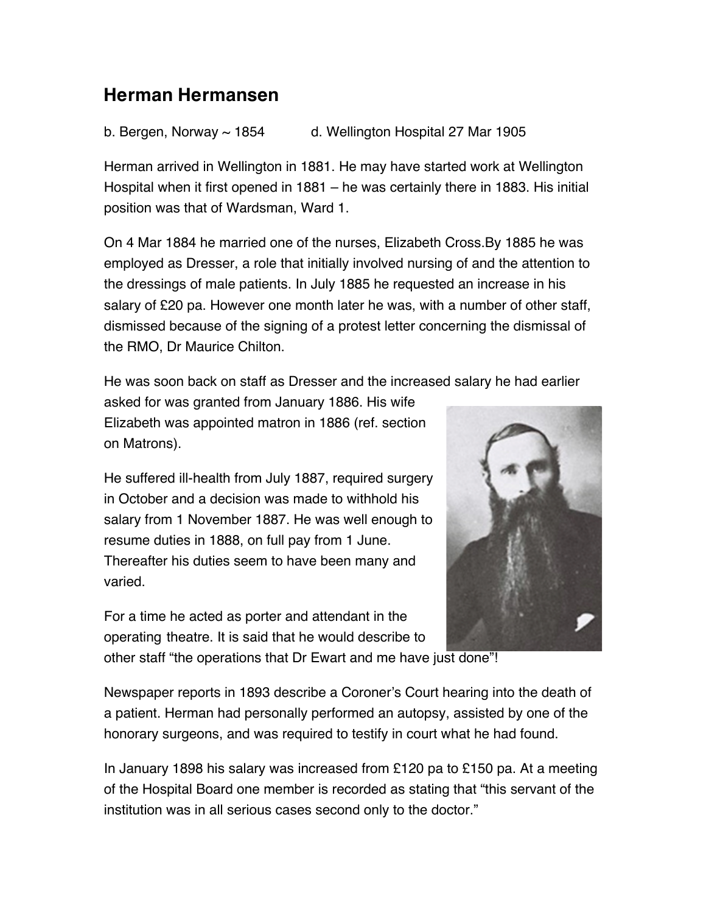# Herman Hermansen

b. Bergen, Norway ~ 1854 d. Wellington Hospital 27 Mar 1905

Herman arrived in Wellington in 1881. He may have started work at Wellington Hospital when it first opened in 1881 – he was certainly there in 1883. His initial position was that of Wardsman, Ward 1.

On 4 Mar 1884 he married one of the nurses, Elizabeth Cross.By 1885 he was employed as Dresser, a role that initially involved nursing of and the attention to the dressings of male patients. In July 1885 he requested an increase in his salary of £20 pa. However one month later he was, with a number of other staff, dismissed because of the signing of a protest letter concerning the dismissal of the RMO, Dr Maurice Chilton.

He was soon back on staff as Dresser and the increased salary he had earlier asked for was granted from January 1886. His wife Elizabeth was appointed matron in 1886 (ref. section on Matrons).

He suffered ill-health from July 1887, required surgery in October and a decision was made to withhold his salary from 1 November 1887. He was well enough to resume duties in 1888, on full pay from 1 June. Thereafter his duties seem to have been many and varied.

For a time he acted as porter and attendant in the operating theatre. It is said that he would describe to other staff "the operations that Dr Ewart and me have just done"!

Newspaper reports in 1893 describe a Coroner's Court hearing into the death of a patient. Herman had personally performed an autopsy, assisted by one of the honorary surgeons, and was required to testify in court what he had found.

In January 1898 his salary was increased from £120 pa to £150 pa. At a meeting of the Hospital Board one member is recorded as stating that "this servant of the institution was in all serious cases second only to the doctor."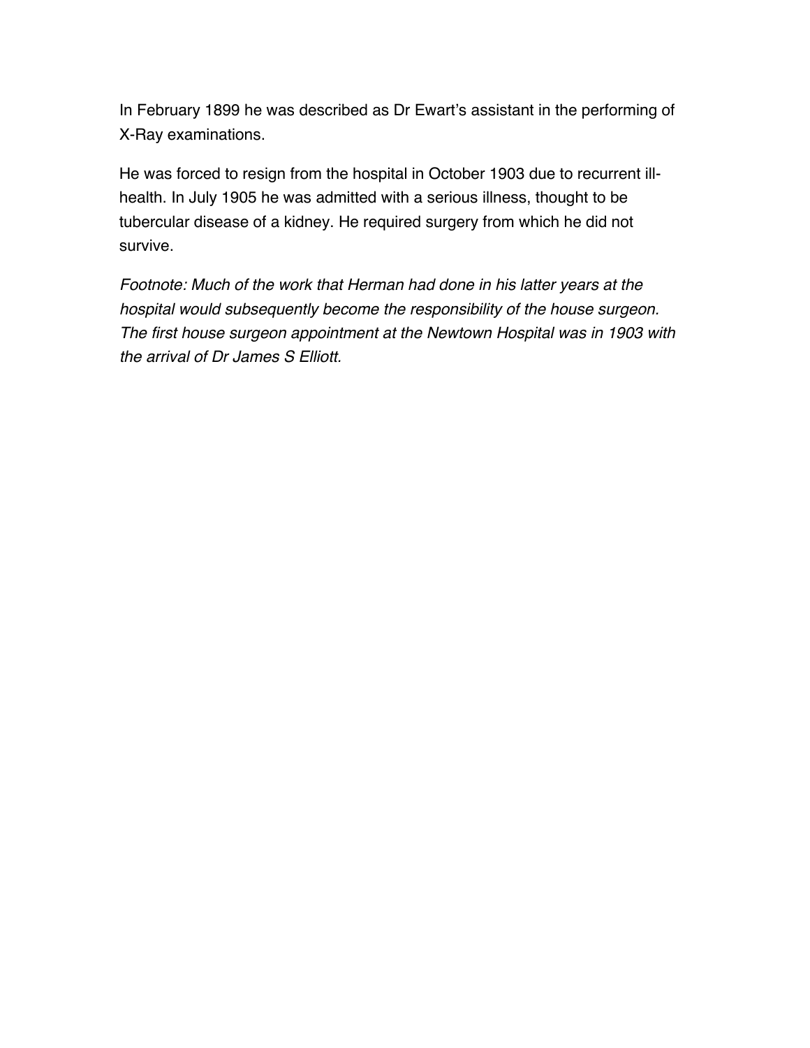In February 1899 he was described as Dr Ewart's assistant in the performing of X-Ray examinations.

He was forced to resign from the hospital in October 1903 due to recurrent ill-health. In July 1905 he was admitted with a serious illness, thought to be tubercular disease of a kidney. He required surgery from which he did not survive.

*Footnote: Much of the work that Herman had done in his latter years at the hospital would subsequently become the responsibility of the house surgeon. The first house surgeon appointment at the Newtown Hospital was in 1903 with the arrival of Dr James S Elliott.*